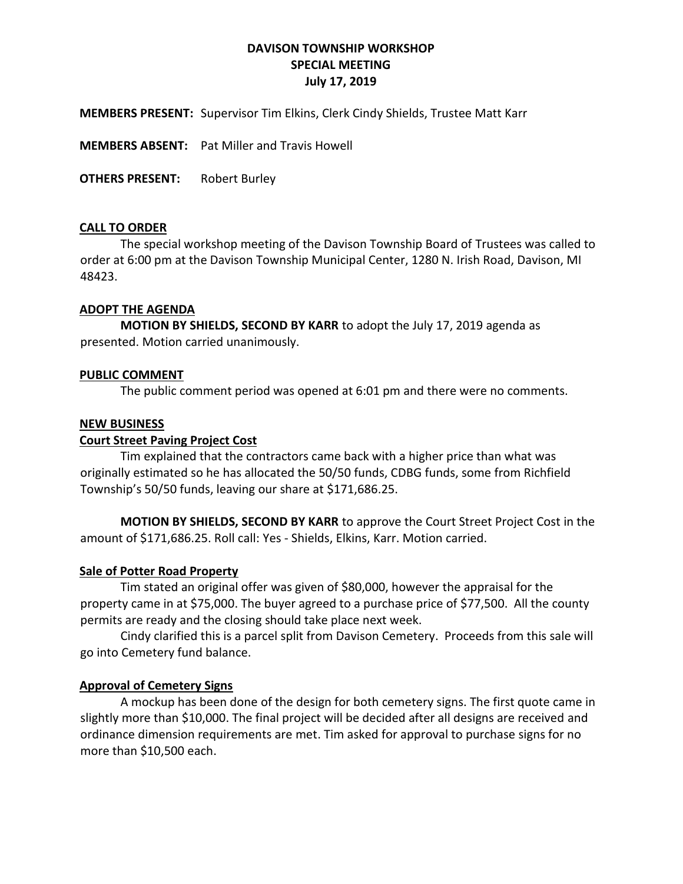# DAVISON TOWNSHIP WORKSHOP
## SPECIAL MEETING
### July 17, 2019

**MEMBERS PRESENT:** Supervisor Tim Elkins, Clerk Cindy Shields, Trustee Matt Karr

**MEMBERS ABSENT:** Pat Miller and Travis Howell

**OTHERS PRESENT:** Robert Burley

**CALL TO ORDER**

The special workshop meeting of the Davison Township Board of Trustees was called to order at 6:00 pm at the Davison Township Municipal Center, 1280 N. Irish Road, Davison, MI 48423.

**ADOPT THE AGENDA**

**MOTION BY SHIELDS, SECOND BY KARR** to adopt the July 17, 2019 agenda as presented. Motion carried unanimously.

**PUBLIC COMMENT**

The public comment period was opened at 6:01 pm and there were no comments.

**NEW BUSINESS**

**Court Street Paving Project Cost**

Tim explained that the contractors came back with a higher price than what was originally estimated so he has allocated the 50/50 funds, CDBG funds, some from Richfield Township's 50/50 funds, leaving our share at $171,686.25.

**MOTION BY SHIELDS, SECOND BY KARR** to approve the Court Street Project Cost in the amount of $171,686.25. Roll call: Yes - Shields, Elkins, Karr. Motion carried.

**Sale of Potter Road Property**

Tim stated an original offer was given of $80,000, however the appraisal for the property came in at $75,000. The buyer agreed to a purchase price of $77,500. All the county permits are ready and the closing should take place next week.

Cindy clarified this is a parcel split from Davison Cemetery. Proceeds from this sale will go into Cemetery fund balance.

**Approval of Cemetery Signs**

A mockup has been done of the design for both cemetery signs. The first quote came in slightly more than $10,000. The final project will be decided after all designs are received and ordinance dimension requirements are met. Tim asked for approval to purchase signs for no more than $10,500 each.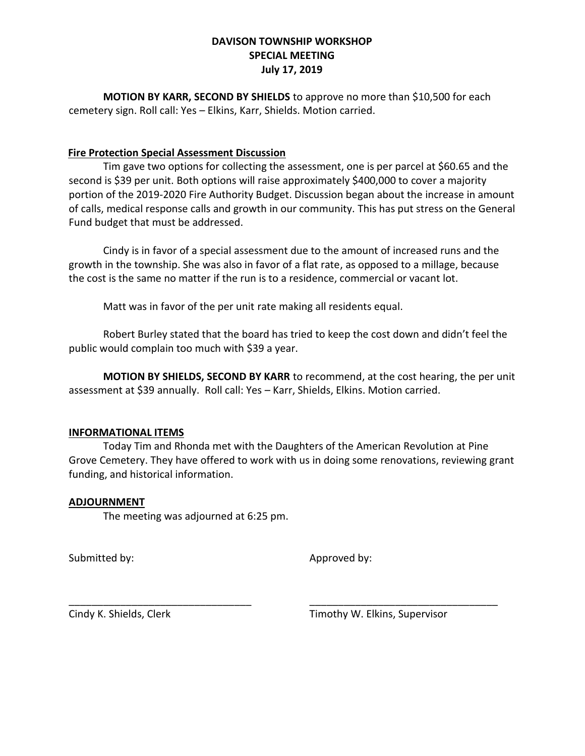**DAVISON TOWNSHIP WORKSHOP**
**SPECIAL MEETING**
**July 17, 2019**

**MOTION BY KARR, SECOND BY SHIELDS** to approve no more than $10,500 for each cemetery sign. Roll call: Yes – Elkins, Karr, Shields. Motion carried.

## Fire Protection Special Assessment Discussion

Tim gave two options for collecting the assessment, one is per parcel at $60.65 and the second is $39 per unit. Both options will raise approximately $400,000 to cover a majority portion of the 2019-2020 Fire Authority Budget. Discussion began about the increase in amount of calls, medical response calls and growth in our community. This has put stress on the General Fund budget that must be addressed.

Cindy is in favor of a special assessment due to the amount of increased runs and the growth in the township. She was also in favor of a flat rate, as opposed to a millage, because the cost is the same no matter if the run is to a residence, commercial or vacant lot.

Matt was in favor of the per unit rate making all residents equal.

Robert Burley stated that the board has tried to keep the cost down and didn't feel the public would complain too much with $39 a year.

**MOTION BY SHIELDS, SECOND BY KARR** to recommend, at the cost hearing, the per unit assessment at $39 annually. Roll call: Yes – Karr, Shields, Elkins. Motion carried.

## INFORMATIONAL ITEMS

Today Tim and Rhonda met with the Daughters of the American Revolution at Pine Grove Cemetery. They have offered to work with us in doing some renovations, reviewing grant funding, and historical information.

## ADJOURNMENT

The meeting was adjourned at 6:25 pm.

Submitted by: Approved by:

________________________________ ________________________________

Cindy K. Shields, Clerk Timothy W. Elkins, Supervisor